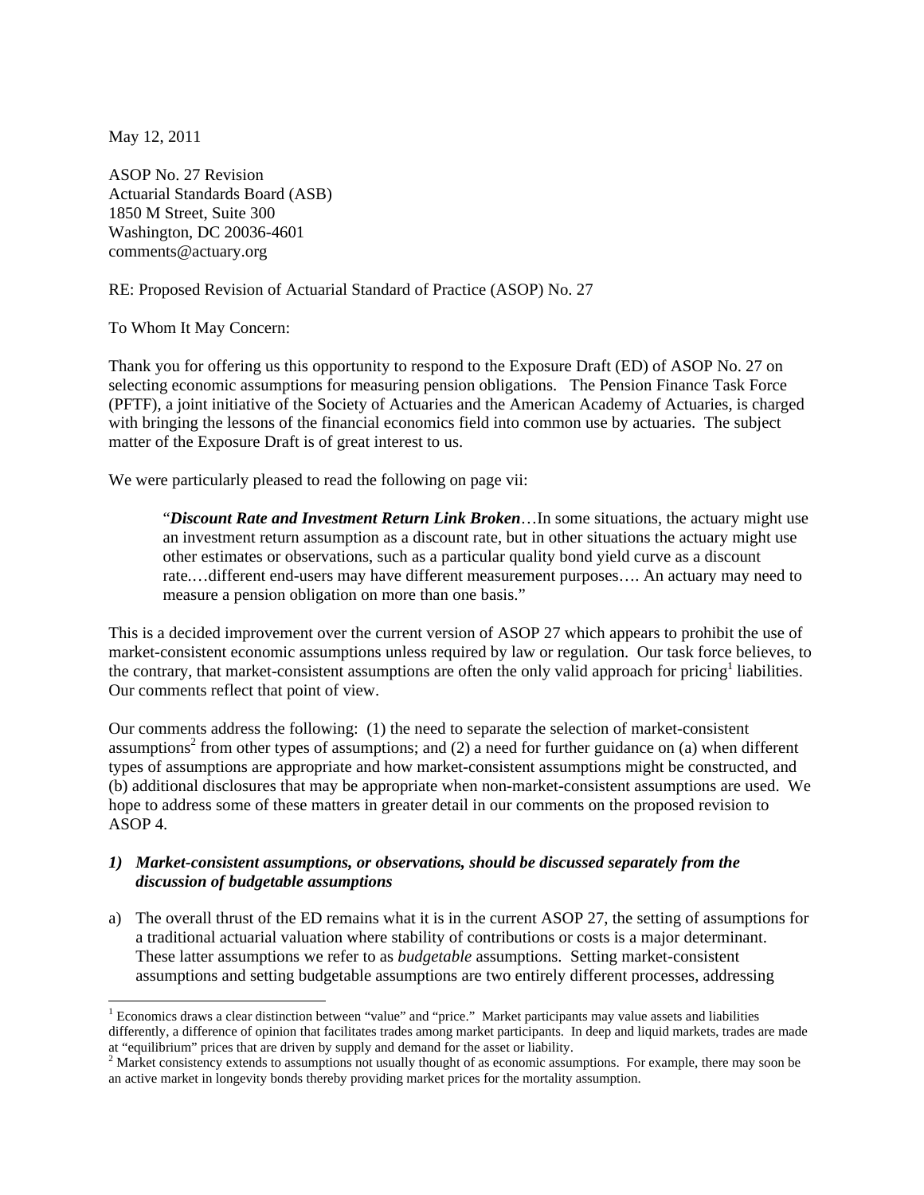May 12, 2011

ASOP No. 27 Revision
Actuarial Standards Board (ASB)
1850 M Street, Suite 300
Washington, DC 20036-4601
comments@actuary.org

RE: Proposed Revision of Actuarial Standard of Practice (ASOP) No. 27

To Whom It May Concern:

Thank you for offering us this opportunity to respond to the Exposure Draft (ED) of ASOP No. 27 on selecting economic assumptions for measuring pension obligations. The Pension Finance Task Force (PFTF), a joint initiative of the Society of Actuaries and the American Academy of Actuaries, is charged with bringing the lessons of the financial economics field into common use by actuaries. The subject matter of the Exposure Draft is of great interest to us.

We were particularly pleased to read the following on page vii:

> "***Discount Rate and Investment Return Link Broken***…In some situations, the actuary might use an investment return assumption as a discount rate, but in other situations the actuary might use other estimates or observations, such as a particular quality bond yield curve as a discount rate.…different end-users may have different measurement purposes…. An actuary may need to measure a pension obligation on more than one basis."

This is a decided improvement over the current version of ASOP 27 which appears to prohibit the use of market-consistent economic assumptions unless required by law or regulation. Our task force believes, to the contrary, that market-consistent assumptions are often the only valid approach for pricing[1] liabilities. Our comments reflect that point of view.

Our comments address the following: (1) the need to separate the selection of market-consistent assumptions[2] from other types of assumptions; and (2) a need for further guidance on (a) when different types of assumptions are appropriate and how market-consistent assumptions might be constructed, and (b) additional disclosures that may be appropriate when non-market-consistent assumptions are used. We hope to address some of these matters in greater detail in our comments on the proposed revision to ASOP 4.

### *1) Market-consistent assumptions, or observations, should be discussed separately from the discussion of budgetable assumptions*

a) The overall thrust of the ED remains what it is in the current ASOP 27, the setting of assumptions for a traditional actuarial valuation where stability of contributions or costs is a major determinant. These latter assumptions we refer to as *budgetable* assumptions. Setting market-consistent assumptions and setting budgetable assumptions are two entirely different processes, addressing

---

[1] Economics draws a clear distinction between "value" and "price." Market participants may value assets and liabilities differently, a difference of opinion that facilitates trades among market participants. In deep and liquid markets, trades are made at "equilibrium" prices that are driven by supply and demand for the asset or liability.

[2] Market consistency extends to assumptions not usually thought of as economic assumptions. For example, there may soon be an active market in longevity bonds thereby providing market prices for the mortality assumption.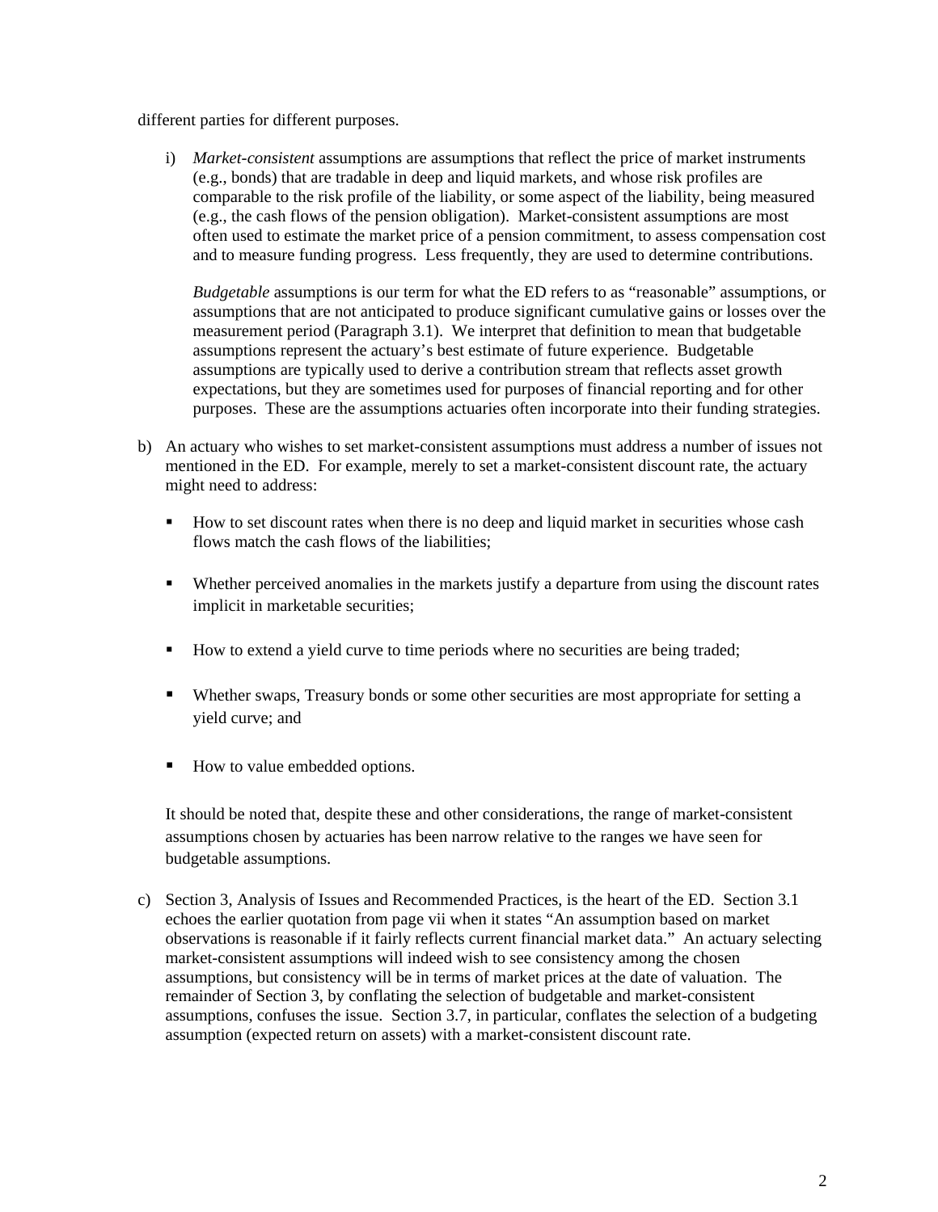different parties for different purposes.

i) *Market-consistent* assumptions are assumptions that reflect the price of market instruments (e.g., bonds) that are tradable in deep and liquid markets, and whose risk profiles are comparable to the risk profile of the liability, or some aspect of the liability, being measured (e.g., the cash flows of the pension obligation). Market-consistent assumptions are most often used to estimate the market price of a pension commitment, to assess compensation cost and to measure funding progress. Less frequently, they are used to determine contributions.

   *Budgetable* assumptions is our term for what the ED refers to as "reasonable" assumptions, or assumptions that are not anticipated to produce significant cumulative gains or losses over the measurement period (Paragraph 3.1). We interpret that definition to mean that budgetable assumptions represent the actuary's best estimate of future experience. Budgetable assumptions are typically used to derive a contribution stream that reflects asset growth expectations, but they are sometimes used for purposes of financial reporting and for other purposes. These are the assumptions actuaries often incorporate into their funding strategies.

b) An actuary who wishes to set market-consistent assumptions must address a number of issues not mentioned in the ED. For example, merely to set a market-consistent discount rate, the actuary might need to address:

   - How to set discount rates when there is no deep and liquid market in securities whose cash flows match the cash flows of the liabilities;
   - Whether perceived anomalies in the markets justify a departure from using the discount rates implicit in marketable securities;
   - How to extend a yield curve to time periods where no securities are being traded;
   - Whether swaps, Treasury bonds or some other securities are most appropriate for setting a yield curve; and
   - How to value embedded options.

   It should be noted that, despite these and other considerations, the range of market-consistent assumptions chosen by actuaries has been narrow relative to the ranges we have seen for budgetable assumptions.

c) Section 3, Analysis of Issues and Recommended Practices, is the heart of the ED. Section 3.1 echoes the earlier quotation from page vii when it states "An assumption based on market observations is reasonable if it fairly reflects current financial market data." An actuary selecting market-consistent assumptions will indeed wish to see consistency among the chosen assumptions, but consistency will be in terms of market prices at the date of valuation. The remainder of Section 3, by conflating the selection of budgetable and market-consistent assumptions, confuses the issue. Section 3.7, in particular, conflates the selection of a budgeting assumption (expected return on assets) with a market-consistent discount rate.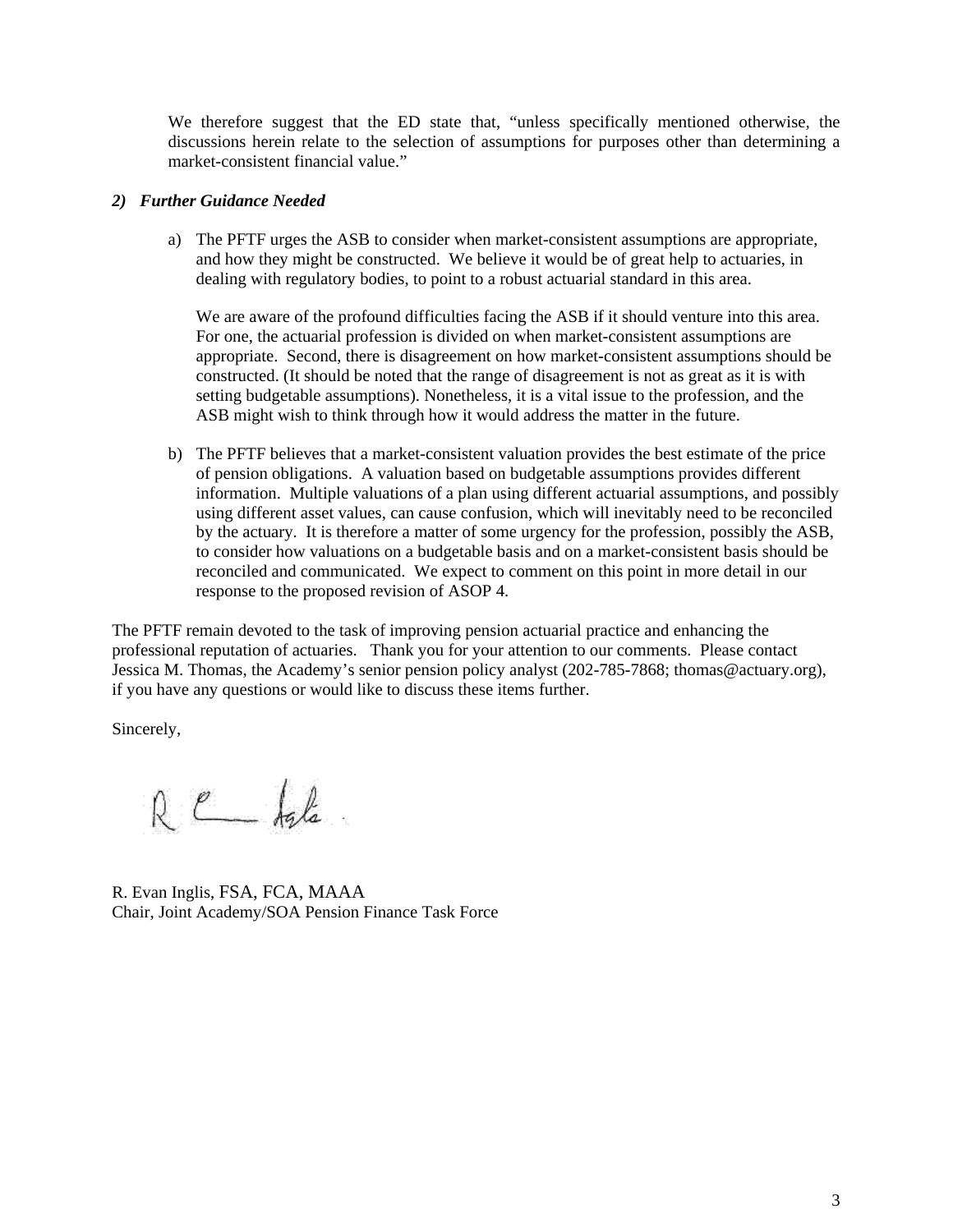We therefore suggest that the ED state that, "unless specifically mentioned otherwise, the discussions herein relate to the selection of assumptions for purposes other than determining a market-consistent financial value."

***2) Further Guidance Needed***

a) The PFTF urges the ASB to consider when market-consistent assumptions are appropriate, and how they might be constructed. We believe it would be of great help to actuaries, in dealing with regulatory bodies, to point to a robust actuarial standard in this area.

   We are aware of the profound difficulties facing the ASB if it should venture into this area. For one, the actuarial profession is divided on when market-consistent assumptions are appropriate. Second, there is disagreement on how market-consistent assumptions should be constructed. (It should be noted that the range of disagreement is not as great as it is with setting budgetable assumptions). Nonetheless, it is a vital issue to the profession, and the ASB might wish to think through how it would address the matter in the future.

b) The PFTF believes that a market-consistent valuation provides the best estimate of the price of pension obligations. A valuation based on budgetable assumptions provides different information. Multiple valuations of a plan using different actuarial assumptions, and possibly using different asset values, can cause confusion, which will inevitably need to be reconciled by the actuary. It is therefore a matter of some urgency for the profession, possibly the ASB, to consider how valuations on a budgetable basis and on a market-consistent basis should be reconciled and communicated. We expect to comment on this point in more detail in our response to the proposed revision of ASOP 4.

The PFTF remain devoted to the task of improving pension actuarial practice and enhancing the professional reputation of actuaries. Thank you for your attention to our comments. Please contact Jessica M. Thomas, the Academy's senior pension policy analyst (202-785-7868; thomas@actuary.org), if you have any questions or would like to discuss these items further.

Sincerely,

R. Evan Inglis, FSA, FCA, MAAA
Chair, Joint Academy/SOA Pension Finance Task Force